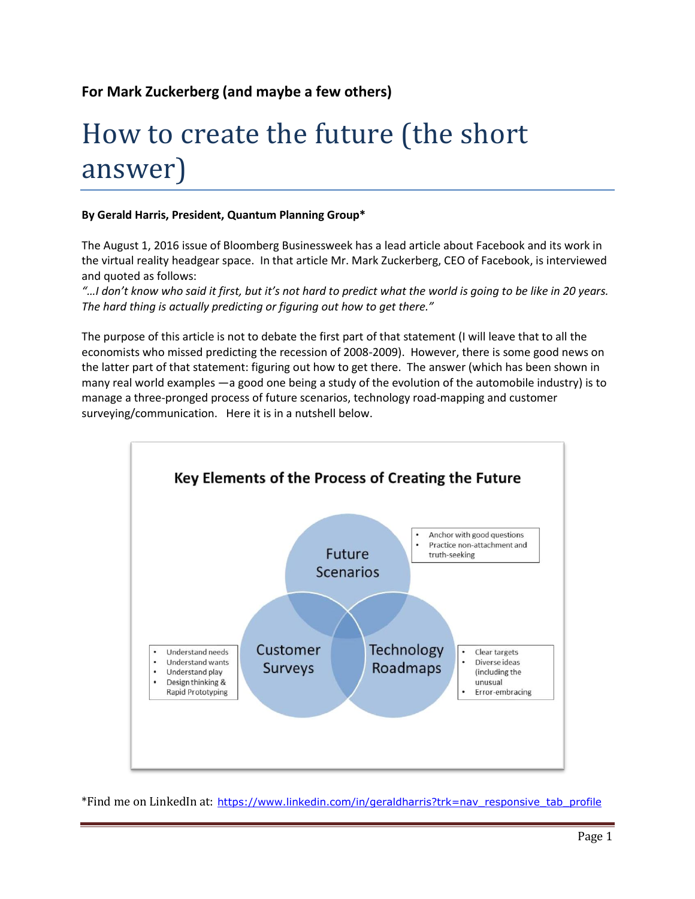**For Mark Zuckerberg (and maybe a few others)**

# How to create the future (the short answer)

**By Gerald Harris, President, Quantum Planning Group***

The August 1, 2016 issue of Bloomberg Businessweek has a lead article about Facebook and its work in the virtual reality headgear space. In that article Mr. Mark Zuckerberg, CEO of Facebook, is interviewed and quoted as follows:
*"…I don't know who said it first, but it's not hard to predict what the world is going to be like in 20 years. The hard thing is actually predicting or figuring out how to get there."*

The purpose of this article is not to debate the first part of that statement (I will leave that to all the economists who missed predicting the recession of 2008-2009). However, there is some good news on the latter part of that statement: figuring out how to get there. The answer (which has been shown in many real world examples —a good one being a study of the evolution of the automobile industry) is to manage a three-pronged process of future scenarios, technology road-mapping and customer surveying/communication. Here it is in a nutshell below.

**Key Elements of the Process of Creating the Future**

**Future Scenarios**
- Anchor with good questions
- Practice non-attachment and truth-seeking

**Customer Surveys**
- Understand needs
- Understand wants
- Understand play
- Design thinking & Rapid Prototyping

**Technology Roadmaps**
- Clear targets
- Diverse ideas (including the unusual
- Error-embracing

*Find me on LinkedIn at: https://www.linkedin.com/in/geraldharris?trk=nav_responsive_tab_profile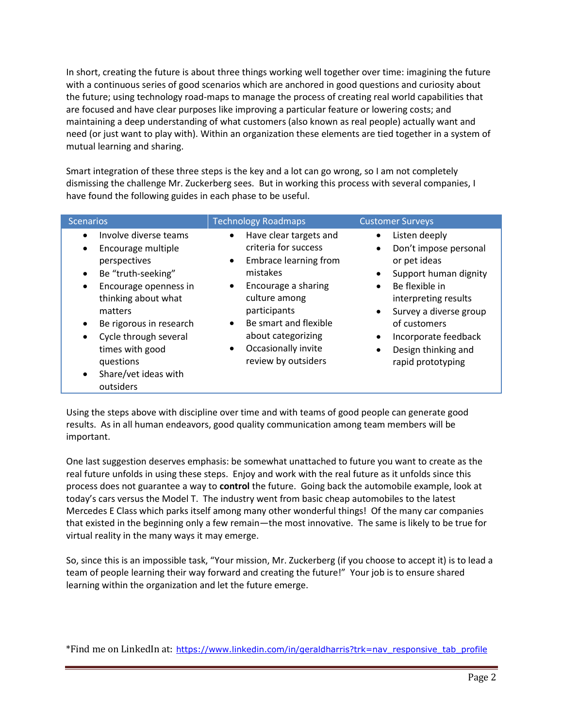In short, creating the future is about three things working well together over time: imagining the future with a continuous series of good scenarios which are anchored in good questions and curiosity about the future; using technology road-maps to manage the process of creating real world capabilities that are focused and have clear purposes like improving a particular feature or lowering costs; and maintaining a deep understanding of what customers (also known as real people) actually want and need (or just want to play with). Within an organization these elements are tied together in a system of mutual learning and sharing.

Smart integration of these three steps is the key and a lot can go wrong, so I am not completely dismissing the challenge Mr. Zuckerberg sees. But in working this process with several companies, I have found the following guides in each phase to be useful.

| Scenarios | Technology Roadmaps | Customer Surveys |
|---|---|---|
| • Involve diverse teams<br>• Encourage multiple perspectives<br>• Be “truth-seeking”<br>• Encourage openness in thinking about what matters<br>• Be rigorous in research<br>• Cycle through several times with good questions<br>• Share/vet ideas with outsiders | • Have clear targets and criteria for success<br>• Embrace learning from mistakes<br>• Encourage a sharing culture among participants<br>• Be smart and flexible about categorizing<br>• Occasionally invite review by outsiders | • Listen deeply<br>• Don’t impose personal or pet ideas<br>• Support human dignity<br>• Be flexible in interpreting results<br>• Survey a diverse group of customers<br>• Incorporate feedback<br>• Design thinking and rapid prototyping |

Using the steps above with discipline over time and with teams of good people can generate good results. As in all human endeavors, good quality communication among team members will be important.

One last suggestion deserves emphasis: be somewhat unattached to future you want to create as the real future unfolds in using these steps. Enjoy and work with the real future as it unfolds since this process does not guarantee a way to **control** the future. Going back the automobile example, look at today’s cars versus the Model T. The industry went from basic cheap automobiles to the latest Mercedes E Class which parks itself among many other wonderful things! Of the many car companies that existed in the beginning only a few remain—the most innovative. The same is likely to be true for virtual reality in the many ways it may emerge.

So, since this is an impossible task, “Your mission, Mr. Zuckerberg (if you choose to accept it) is to lead a team of people learning their way forward and creating the future!” Your job is to ensure shared learning within the organization and let the future emerge.

*Find me on LinkedIn at: https://www.linkedin.com/in/geraldharris?trk=nav_responsive_tab_profile